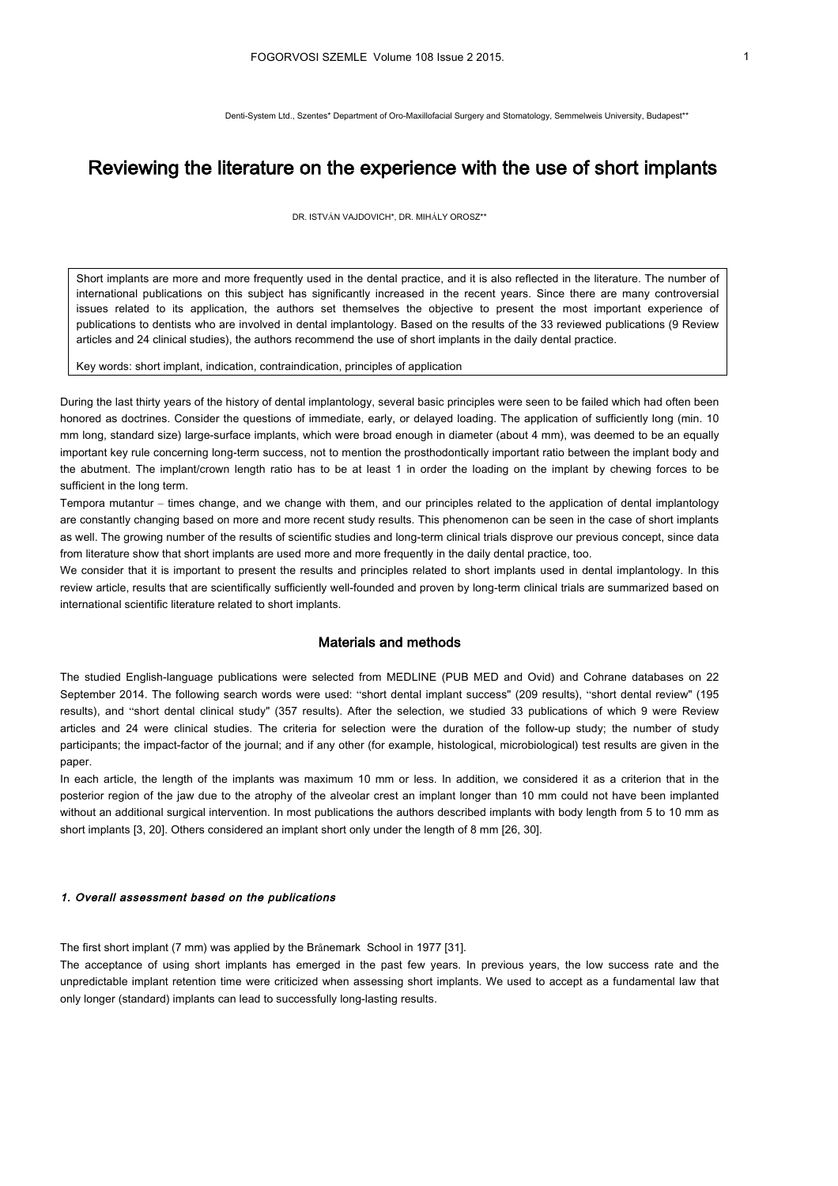Denti-System Ltd., Szentes* Department of Oro-Maxillofacial Surgery and Stomatology, Semmelweis University, Budapest**

# Reviewing the literature on the experience with the use of short implants

DR. ISTVÁN VAJDOVICH*, DR. MIHÁLY OROSZ**

Short implants are more and more frequently used in the dental practice, and it is also reflected in the literature. The number of international publications on this subject has significantly increased in the recent years. Since there are many controversial issues related to its application, the authors set themselves the objective to present the most important experience of publications to dentists who are involved in dental implantology. Based on the results of the 33 reviewed publications (9 Review articles and 24 clinical studies), the authors recommend the use of short implants in the daily dental practice.

Key words: short implant, indication, contraindication, principles of application

During the last thirty years of the history of dental implantology, several basic principles were seen to be failed which had often been honored as doctrines. Consider the questions of immediate, early, or delayed loading. The application of sufficiently long (min. 10 mm long, standard size) large-surface implants, which were broad enough in diameter (about 4 mm), was deemed to be an equally important key rule concerning long-term success, not to mention the prosthodontically important ratio between the implant body and the abutment. The implant/crown length ratio has to be at least 1 in order the loading on the implant by chewing forces to be sufficient in the long term.

Tempora mutantur – times change, and we change with them, and our principles related to the application of dental implantology are constantly changing based on more and more recent study results. This phenomenon can be seen in the case of short implants as well. The growing number of the results of scientific studies and long-term clinical trials disprove our previous concept, since data from literature show that short implants are used more and more frequently in the daily dental practice, too.

We consider that it is important to present the results and principles related to short implants used in dental implantology. In this review article, results that are scientifically sufficiently well-founded and proven by long-term clinical trials are summarized based on international scientific literature related to short implants.

## Materials and methods

The studied English-language publications were selected from MEDLINE (PUB MED and Ovid) and Cohrane databases on 22 September 2014. The following search words were used: "short dental implant success" (209 results), "short dental review" (195 results), and "short dental clinical study" (357 results). After the selection, we studied 33 publications of which 9 were Review articles and 24 were clinical studies. The criteria for selection were the duration of the follow-up study; the number of study participants; the impact-factor of the journal; and if any other (for example, histological, microbiological) test results are given in the paper.

In each article, the length of the implants was maximum 10 mm or less. In addition, we considered it as a criterion that in the posterior region of the jaw due to the atrophy of the alveolar crest an implant longer than 10 mm could not have been implanted without an additional surgical intervention. In most publications the authors described implants with body length from 5 to 10 mm as short implants [3, 20]. Others considered an implant short only under the length of 8 mm [26, 30].

### *1. Overall assessment based on the publications*

The first short implant (7 mm) was applied by the Brånemark School in 1977 [31].

The acceptance of using short implants has emerged in the past few years. In previous years, the low success rate and the unpredictable implant retention time were criticized when assessing short implants. We used to accept as a fundamental law that only longer (standard) implants can lead to successfully long-lasting results.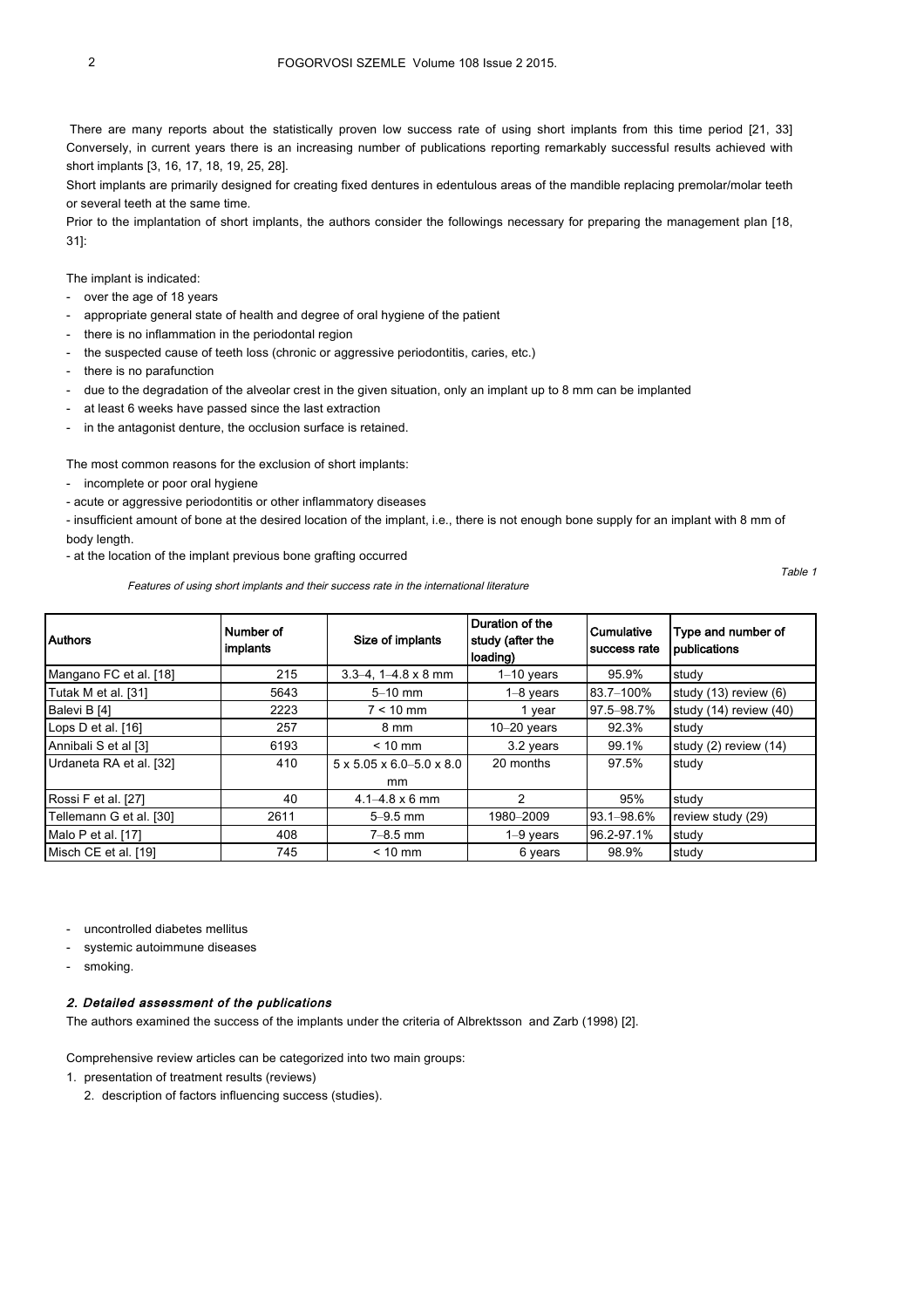There are many reports about the statistically proven low success rate of using short implants from this time period [21, 33] Conversely, in current years there is an increasing number of publications reporting remarkably successful results achieved with short implants [3, 16, 17, 18, 19, 25, 28].

Short implants are primarily designed for creating fixed dentures in edentulous areas of the mandible replacing premolar/molar teeth or several teeth at the same time.

Prior to the implantation of short implants, the authors consider the followings necessary for preparing the management plan [18, 31]:

The implant is indicated:

- over the age of 18 years
- appropriate general state of health and degree of oral hygiene of the patient
- there is no inflammation in the periodontal region
- the suspected cause of teeth loss (chronic or aggressive periodontitis, caries, etc.)
- there is no parafunction
- due to the degradation of the alveolar crest in the given situation, only an implant up to 8 mm can be implanted
- at least 6 weeks have passed since the last extraction
- in the antagonist denture, the occlusion surface is retained.

The most common reasons for the exclusion of short implants:

- incomplete or poor oral hygiene
- acute or aggressive periodontitis or other inflammatory diseases
- insufficient amount of bone at the desired location of the implant, i.e., there is not enough bone supply for an implant with 8 mm of body length.
- at the location of the implant previous bone grafting occurred

*Table 1*

*Features of using short implants and their success rate in the international literature*

| Authors | Number of implants | Size of implants | Duration of the study (after the loading) | Cumulative success rate | Type and number of publications |
|---|---|---|---|---|---|
| Mangano FC et al. [18] | 215 | 3.3–4, 1–4.8 x 8 mm | 1–10 years | 95.9% | study |
| Tutak M et al. [31] | 5643 | 5–10 mm | 1–8 years | 83.7–100% | study (13) review (6) |
| Balevi B [4] | 2223 | 7 < 10 mm | 1 year | 97.5–98.7% | study (14) review (40) |
| Lops D et al. [16] | 257 | 8 mm | 10–20 years | 92.3% | study |
| Annibali S et al [3] | 6193 | < 10 mm | 3.2 years | 99.1% | study (2) review (14) |
| Urdaneta RA et al. [32] | 410 | 5 x 5.05 x 6.0–5.0 x 8.0 mm | 20 months | 97.5% | study |
| Rossi F et al. [27] | 40 | 4.1–4.8 x 6 mm | 2 | 95% | study |
| Tellemann G et al. [30] | 2611 | 5–9.5 mm | 1980–2009 | 93.1–98.6% | review study (29) |
| Malo P et al. [17] | 408 | 7–8.5 mm | 1–9 years | 96.2-97.1% | study |
| Misch CE et al. [19] | 745 | < 10 mm | 6 years | 98.9% | study |

- uncontrolled diabetes mellitus
- systemic autoimmune diseases
- smoking.

### *2. Detailed assessment of the publications*

The authors examined the success of the implants under the criteria of Albrektsson and Zarb (1998) [2].

Comprehensive review articles can be categorized into two main groups:

1. presentation of treatment results (reviews)
2. description of factors influencing success (studies).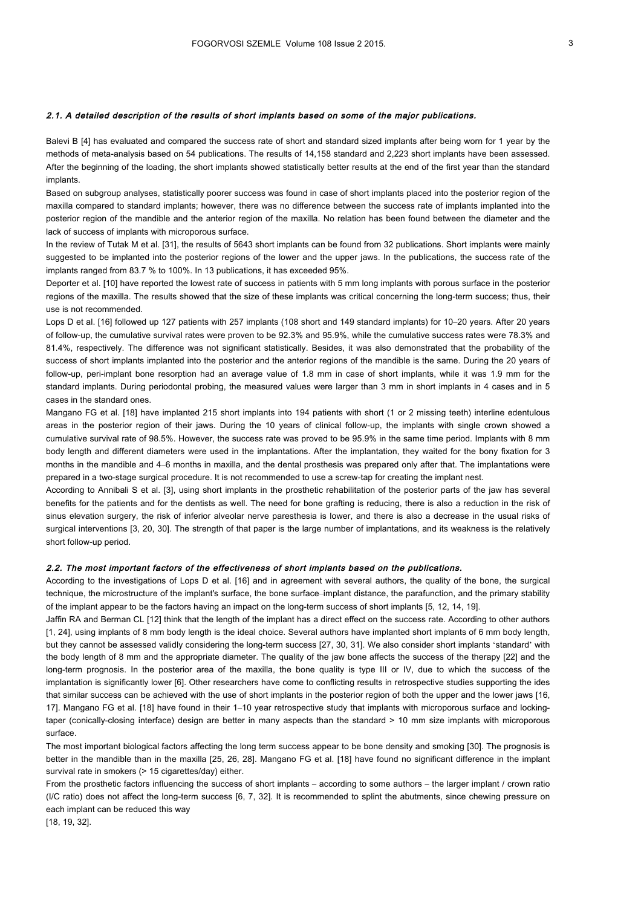#### *2.1. A detailed description of the results of short implants based on some of the major publications.*

Balevi B [4] has evaluated and compared the success rate of short and standard sized implants after being worn for 1 year by the methods of meta-analysis based on 54 publications. The results of 14,158 standard and 2,223 short implants have been assessed. After the beginning of the loading, the short implants showed statistically better results at the end of the first year than the standard implants.

Based on subgroup analyses, statistically poorer success was found in case of short implants placed into the posterior region of the maxilla compared to standard implants; however, there was no difference between the success rate of implants implanted into the posterior region of the mandible and the anterior region of the maxilla. No relation has been found between the diameter and the lack of success of implants with microporous surface.

In the review of Tutak M et al. [31], the results of 5643 short implants can be found from 32 publications. Short implants were mainly suggested to be implanted into the posterior regions of the lower and the upper jaws. In the publications, the success rate of the implants ranged from 83.7 % to 100%. In 13 publications, it has exceeded 95%.

Deporter et al. [10] have reported the lowest rate of success in patients with 5 mm long implants with porous surface in the posterior regions of the maxilla. The results showed that the size of these implants was critical concerning the long-term success; thus, their use is not recommended.

Lops D et al. [16] followed up 127 patients with 257 implants (108 short and 149 standard implants) for 10–20 years. After 20 years of follow-up, the cumulative survival rates were proven to be 92.3% and 95.9%, while the cumulative success rates were 78.3% and 81.4%, respectively. The difference was not significant statistically. Besides, it was also demonstrated that the probability of the success of short implants implanted into the posterior and the anterior regions of the mandible is the same. During the 20 years of follow-up, peri-implant bone resorption had an average value of 1.8 mm in case of short implants, while it was 1.9 mm for the standard implants. During periodontal probing, the measured values were larger than 3 mm in short implants in 4 cases and in 5 cases in the standard ones.

Mangano FG et al. [18] have implanted 215 short implants into 194 patients with short (1 or 2 missing teeth) interline edentulous areas in the posterior region of their jaws. During the 10 years of clinical follow-up, the implants with single crown showed a cumulative survival rate of 98.5%. However, the success rate was proved to be 95.9% in the same time period. Implants with 8 mm body length and different diameters were used in the implantations. After the implantation, they waited for the bony fixation for 3 months in the mandible and 4–6 months in maxilla, and the dental prosthesis was prepared only after that. The implantations were prepared in a two-stage surgical procedure. It is not recommended to use a screw-tap for creating the implant nest.

According to Annibali S et al. [3], using short implants in the prosthetic rehabilitation of the posterior parts of the jaw has several benefits for the patients and for the dentists as well. The need for bone grafting is reducing, there is also a reduction in the risk of sinus elevation surgery, the risk of inferior alveolar nerve paresthesia is lower, and there is also a decrease in the usual risks of surgical interventions [3, 20, 30]. The strength of that paper is the large number of implantations, and its weakness is the relatively short follow-up period.

#### *2.2. The most important factors of the effectiveness of short implants based on the publications.*

According to the investigations of Lops D et al. [16] and in agreement with several authors, the quality of the bone, the surgical technique, the microstructure of the implant's surface, the bone surface–implant distance, the parafunction, and the primary stability of the implant appear to be the factors having an impact on the long-term success of short implants [5, 12, 14, 19].

Jaffin RA and Berman CL [12] think that the length of the implant has a direct effect on the success rate. According to other authors [1, 24], using implants of 8 mm body length is the ideal choice. Several authors have implanted short implants of 6 mm body length, but they cannot be assessed validly considering the long-term success [27, 30, 31]. We also consider short implants 'standard' with the body length of 8 mm and the appropriate diameter. The quality of the jaw bone affects the success of the therapy [22] and the long-term prognosis. In the posterior area of the maxilla, the bone quality is type III or IV, due to which the success of the implantation is significantly lower [6]. Other researchers have come to conflicting results in retrospective studies supporting the ides that similar success can be achieved with the use of short implants in the posterior region of both the upper and the lower jaws [16, 17]. Mangano FG et al. [18] have found in their 1–10 year retrospective study that implants with microporous surface and locking-taper (conically-closing interface) design are better in many aspects than the standard > 10 mm size implants with microporous surface.

The most important biological factors affecting the long term success appear to be bone density and smoking [30]. The prognosis is better in the mandible than in the maxilla [25, 26, 28]. Mangano FG et al. [18] have found no significant difference in the implant survival rate in smokers (> 15 cigarettes/day) either.

From the prosthetic factors influencing the success of short implants – according to some authors – the larger implant / crown ratio (I/C ratio) does not affect the long-term success [6, 7, 32]. It is recommended to splint the abutments, since chewing pressure on each implant can be reduced this way [18, 19, 32].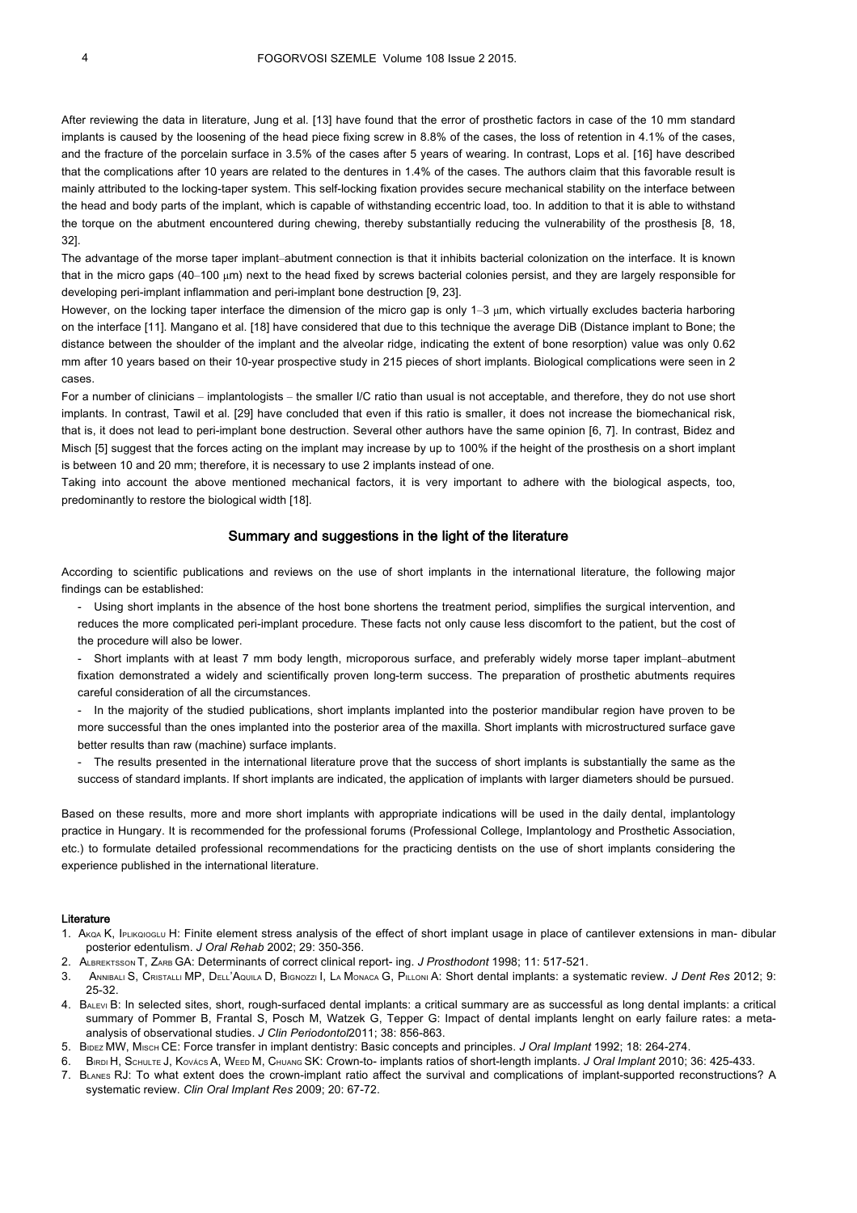After reviewing the data in literature, Jung et al. [13] have found that the error of prosthetic factors in case of the 10 mm standard implants is caused by the loosening of the head piece fixing screw in 8.8% of the cases, the loss of retention in 4.1% of the cases, and the fracture of the porcelain surface in 3.5% of the cases after 5 years of wearing. In contrast, Lops et al. [16] have described that the complications after 10 years are related to the dentures in 1.4% of the cases. The authors claim that this favorable result is mainly attributed to the locking-taper system. This self-locking friction provides secure mechanical stability on the interface between the head and body parts of the implant, which is capable of withstanding eccentric load, too. In addition to that it is able to withstand the torque on the abutment encountered during chewing, thereby substantially reducing the vulnerability of the prosthesis [8, 18, 32].

The advantage of the morse taper implant–abutment connection is that it inhibits bacterial colonization on the interface. It is known that in the micro gaps (40–100 μm) next to the head fixed by screws bacterial colonies persist, and they are largely responsible for developing peri-implant inflammation and peri-implant bone destruction [9, 23].

However, on the locking taper interface the dimension of the micro gap is only 1–3 μm, which virtually excludes bacteria harboring on the interface [11]. Mangano et al. [18] have considered that due to this technique the average DiB (Distance implant to Bone; the distance between the shoulder of the implant and the alveolar ridge, indicating the extent of bone resorption) value was only 0.62 mm after 10 years based on their 10-year prospective study in 215 pieces of short implants. Biological complications were seen in 2 cases.

For a number of clinicians – implantologists – the smaller I/C ratio than usual is not acceptable, and therefore, they do not use short implants. In contrast, Tawil et al. [29] have concluded that even if this ratio is smaller, it does not increase the biomechanical risk, that is, it does not lead to peri-implant bone destruction. Several other authors have the same opinion [6, 7]. In contrast, Bidez and Misch [5] suggest that the forces acting on the implant may increase by up to 100% if the height of the prosthesis on a short implant is between 10 and 20 mm; therefore, it is necessary to use 2 implants instead of one.

Taking into account the above mentioned mechanical factors, it is very important to adhere with the biological aspects, too, predominantly to restore the biological width [18].

## Summary and suggestions in the light of the literature

According to scientific publications and reviews on the use of short implants in the international literature, the following major findings can be established:

- Using short implants in the absence of the host bone shortens the treatment period, simplifies the surgical intervention, and reduces the more complicated peri-implant procedure. These facts not only cause less discomfort to the patient, but the cost of the procedure will also be lower.
- Short implants with at least 7 mm body length, microporous surface, and preferably widely morse taper implant–abutment fixation demonstrated a widely and scientifically proven long-term success. The preparation of prosthetic abutments requires careful consideration of all the circumstances.
- In the majority of the studied publications, short implants implanted into the posterior mandibular region have proven to be more successful than the ones implanted into the posterior area of the maxilla. Short implants with microstructured surface gave better results than raw (machine) surface implants.
- The results presented in the international literature prove that the success of short implants is substantially the same as the success of standard implants. If short implants are indicated, the application of implants with larger diameters should be pursued.

Based on these results, more and more short implants with appropriate indications will be used in the daily dental, implantology practice in Hungary. It is recommended for the professional forums (Professional College, Implantology and Prosthetic Association, etc.) to formulate detailed professional recommendations for the practicing dentists on the use of short implants considering the experience published in the international literature.

#### Literature

1. Akca K, Iplikcioglu H: Finite element stress analysis of the effect of short implant usage in place of cantilever extensions in man- dibular posterior edentulism. *J Oral Rehab* 2002; 29: 350-356.
2. Albrektsson T, Zarb GA: Determinants of correct clinical report- ing. *J Prosthodont* 1998; 11: 517-521.
3. Annibali S, Cristalli MP, Dell'Aquila D, Bignozzi I, La Monaca G, Pilloni A: Short dental implants: a systematic review. *J Dent Res* 2012; 9: 25-32.
4. Balevi B: In selected sites, short, rough-surfaced dental implants: a critical summary are as successful as long dental implants: a critical summary of Pommer B, Frantal S, Posch M, Watzek G, Tepper G: Impact of dental implants lenght on early failure rates: a meta-analysis of observational studies. *J Clin Periodontol*2011; 38: 856-863.
5. Bidez MW, Misch CE: Force transfer in implant dentistry: Basic concepts and principles. *J Oral Implant* 1992; 18: 264-274.
6. Birdi H, Schulte J, Kovács A, Weed M, Chuang SK: Crown-to- implants ratios of short-length implants. *J Oral Implant* 2010; 36: 425-433.
7. Blanes RJ: To what extent does the crown-implant ratio affect the survival and complications of implant-supported reconstructions? A systematic review. *Clin Oral Implant Res* 2009; 20: 67-72.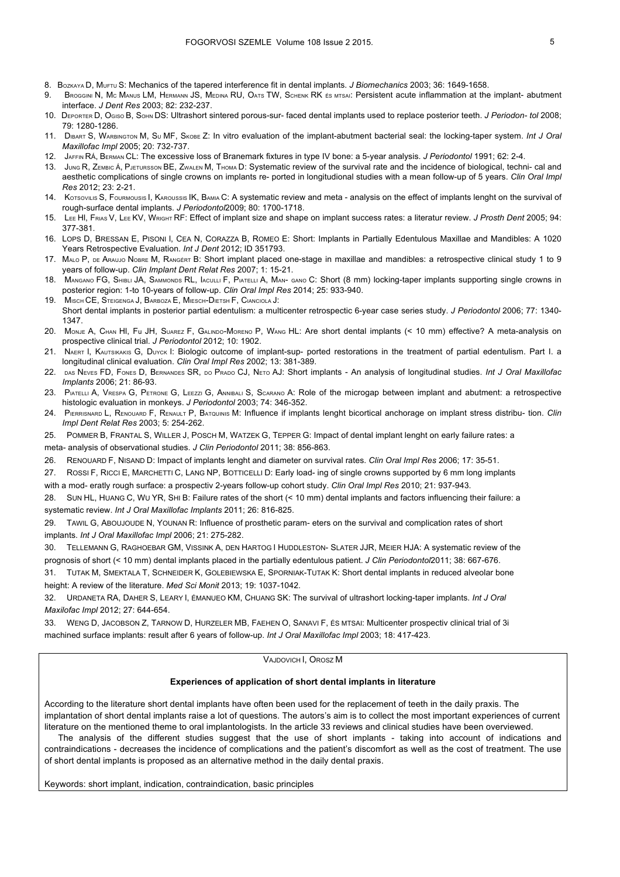8. Bozkaya D, Muftu S: Mechanics of the tapered interference fit in dental implants. *J Biomechanics* 2003; 36: 1649-1658.
9. Broggini N, Mc Manus LM, Hermann JS, Medina RU, Oats TW, Schenk RK és mtsai: Persistent acute inflammation at the implant- abutment interface. *J Dent Res* 2003; 82: 232-237.
10. Deporter D, Ogiso B, Sohn DS: Ultrashort sintered porous-sur- faced dental implants used to replace posterior teeth. *J Periodon- tol* 2008; 79: 1280-1286.
11. Dibart S, Warbington M, Su MF, Skobe Z: In vitro evaluation of the implant-abutment bacterial seal: the locking-taper system. *Int J Oral Maxillofac Impl* 2005; 20: 732-737.
12. Jaffin RÁ, Berman CL: The excessive loss of Branemark fixtures in type IV bone: a 5-year analysis. *J Periodontol* 1991; 62: 2-4.
13. Jung R, Zembic A, Pjetursson BE, Zwalen M, Thoma D: Systematic review of the survival rate and the incidence of biological, techni- cal and aesthetic complications of single crowns on implants re- ported in longitudional studies with a mean follow-up of 5 years. *Clin Oral Impl Res* 2012; 23: 2-21.
14. Kotsovilis S, Fourmousis I, Karoussis IK, Bamia C: A systematic review and meta - analysis on the effect of implants lenght on the survival of rough-surface dental implants. *J Periodontol*2009; 80: 1700-1718.
15. Lee HI, Frias V, Lee KV, Wright RF: Effect of implant size and shape on implant success rates: a literatur review. *J Prosth Dent* 2005; 94: 377-381.
16. Lops D, Bressan E, Pisoni I, Cea N, Corazza B, Romeo E: Short: Implants in Partially Edentulous Maxillae and Mandibles: A 1020 Years Retrospective Evaluation. *Int J Dent* 2012; ID 351793.
17. Malo P, de Araujo Nobre M, Rangért B: Short implant placed one-stage in maxillae and mandibles: a retrospective clinical study 1 to 9 years of follow-up. *Clin Implant Dent Relat Res* 2007; 1: 15-21.
18. Mangano FG, Shibli JA, Sammonds RL, Iaculli F, Piatelli A, Man- gano C: Short (8 mm) locking-taper implants supporting single crowns in posterior region: 1-to 10-years of follow-up. *Clin Oral Impl Res* 2014; 25: 933-940.
19. Misch CE, Steigenga J, Barboza E, Miesch-Dietsh F, Cianciola J: Short dental implants in posterior partial edentulism: a multicenter retrospectic 6-year case series study. *J Periodontol* 2006; 77: 1340-1347.
20. Monje A, Chan HI, Fu JH, Suarez F, Galindo-Moreno P, Wang HL: Are short dental implants (< 10 mm) effective? A meta-analysis on prospective clinical trial. *J Periodontol* 2012; 10: 1902.
21. Naert I, Kautsikakis G, Duyck I: Biologic outcome of implant-sup- ported restorations in the treatment of partial edentulism. Part I. a longitudinal clinical evaluation. *Clin Oral Impl Res* 2002; 13: 381-389.
22. das Neves FD, Fones D, Bernandes SR, do Prado CJ, Neto AJ: Short implants - An analysis of longitudinal studies. *Int J Oral Maxillofac Implants* 2006; 21: 86-93.
23. Piatelli A, Vrespa G, Petrone G, Leezzi G, Annibali S, Scarano A: Role of the microgap between implant and abutment: a retrospective histologic evaluation in monkeys. *J Periodontol* 2003; 74: 346-352.
24. Pierrisnard L, Renouard F, Renault P, Batquinis M: Influence if implants lenght bicortical anchorage on implant stress distribu- tion. *Clin Impl Dent Relat Res* 2003; 5: 254-262.
25. Pommer B, Frantal S, Willer J, Posch M, Watzek G, Tepper G: Impact of dental implant lenght on early failure rates: a meta- analysis of observational studies. *J Clin Periodontol* 2011; 38: 856-863.
26. Renouard F, Nisand D: Impact of implants lenght and diameter on survival rates. *Clin Oral Impl Res* 2006; 17: 35-51.
27. Rossi F, Ricci E, Marchetti C, Lang NP, Botticelli D: Early load- ing of single crowns supported by 6 mm long implants with a mod- eratly rough surface: a prospectiv 2-years follow-up cohort study. *Clin Oral Impl Res* 2010; 21: 937-943.
28. Sun HL, Huang C, Wu YR, Shi B: Failure rates of the short (< 10 mm) dental implants and factors influencing their failure: a systematic review. *Int J Oral Maxillofac Implants* 2011; 26: 816-825.
29. Tawil G, Aboujoude N, Younan R: Influence of prosthetic param- eters on the survival and complication rates of short implants. *Int J Oral Maxillofac Impl* 2006; 21: 275-282.
30. Tellemann G, Raghoebar GM, Vissink A, den Hartog I Huddleston- Slater JJR, Meier HJA: A systematic review of the prognosis of short (< 10 mm) dental implants placed in the partially edentulous patient. *J Clin Periodontol*2011; 38: 667-676.
31. Tutak M, Smektala T, Schneider K, Golebiewska E, Sporniak-Tutak K: Short dental implants in reduced alveolar bone height: A review of the literature. *Med Sci Monit* 2013; 19: 1037-1042.
32. Urdaneta RA, Daher S, Leary I, Émanueo KM, Chuang SK: The survival of ultrashort locking-taper implants. *Int J Oral Maxilofac Impl* 2012; 27: 644-654.
33. Weng D, Jacobson Z, Tarnow D, Hurzeler MB, Faehen O, Sanavi F, és mtsai: Multicenter prospectiv clinical trial of 3i machined surface implants: result after 6 years of follow-up. *Int J Oral Maxillofac Impl* 2003; 18: 417-423.

Vajdovich I, Orosz M

**Experiences of application of short dental implants in literature**

According to the literature short dental implants have often been used for the replacement of teeth in the daily praxis. The implantation of short dental implants raise a lot of questions. The autors's aim is to collect the most important experiences of current literature on the mentioned theme to oral implantologists. In the article 33 reviews and clinical studies have been overviewed.

The analysis of the different studies suggest that the use of short implants - taking into account of indications and contraindications - decreases the incidence of complications and the patient's discomfort as well as the cost of treatment. The use of short dental implants is proposed as an alternative method in the daily dental praxis.

Keywords: short implant, indication, contraindication, basic principles